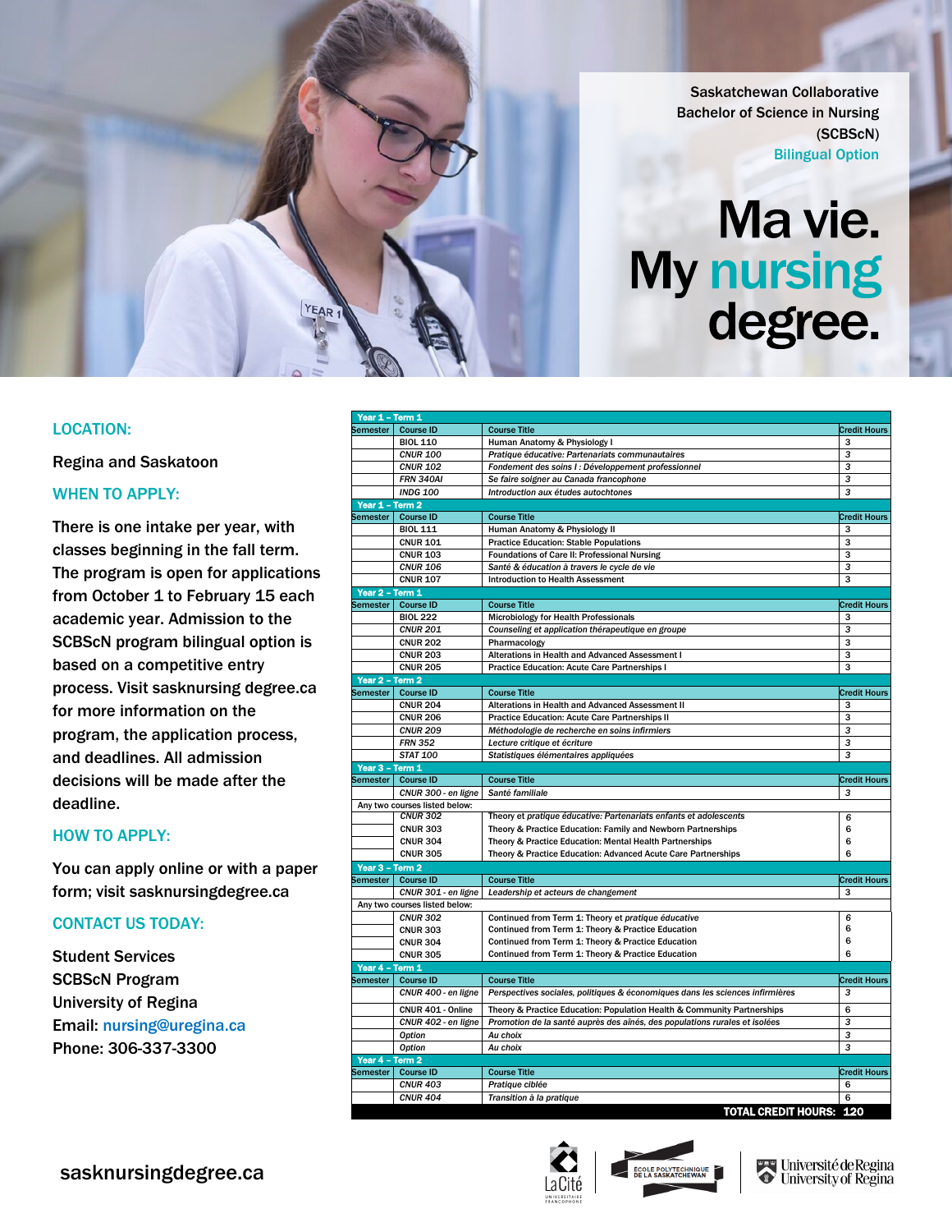Saskatchewan Collaborative Bachelor of Science in Nursing (SCBScN)

Bilingual Option

# Ma vie. My nursing degree.

## LOCATION:

Regina and Saskatoon

## WHEN TO APPLY:

There is one intake per year, with classes beginning in the fall term. The program is open for applications from October 1 to February 15 each academic year. Admission to the SCBScN program bilingual option is based on a competitive entry process. Visit sasknursing degree.ca for more information on the program, the application process, and deadlines. All admission decisions will be made after the deadline.

## HOW TO APPLY:

You can apply online or with a paper form; visit sasknursingdegree.ca

## CONTACT US TODAY:

Student Services
SCBScN Program
University of Regina
Email: nursing@uregina.ca
Phone: 306-337-3300

| Semester | Course ID | Course Title | Credit Hours |
|---|---|---|---|
| **Year 1 – Term 1** | | | |
| | BIOL 110 | Human Anatomy & Physiology I | 3 |
| | *CNUR 100* | *Pratique éducative: Partenariats communautaires* | 3 |
| | *CNUR 102* | *Fondement des soins I : Développement professionnel* | 3 |
| | *FRN 340AI* | *Se faire soigner au Canada francophone* | 3 |
| | *INDG 100* | *Introduction aux études autochtones* | 3 |
| **Year 1 – Term 2** | | | |
| | BIOL 111 | Human Anatomy & Physiology II | 3 |
| | CNUR 101 | Practice Education: Stable Populations | 3 |
| | CNUR 103 | Foundations of Care II: Professional Nursing | 3 |
| | *CNUR 106* | *Santé & éducation à travers le cycle de vie* | 3 |
| | CNUR 107 | Introduction to Health Assessment | 3 |
| **Year 2 – Term 1** | | | |
| | BIOL 222 | Microbiology for Health Professionals | 3 |
| | *CNUR 201* | *Counseling et application thérapeutique en groupe* | 3 |
| | CNUR 202 | Pharmacology | 3 |
| | CNUR 203 | Alterations in Health and Advanced Assessment I | 3 |
| | CNUR 205 | Practice Education: Acute Care Partnerships I | 3 |
| **Year 2 – Term 2** | | | |
| | CNUR 204 | Alterations in Health and Advanced Assessment II | 3 |
| | CNUR 206 | Practice Education: Acute Care Partnerships II | 3 |
| | *CNUR 209* | *Méthodologie de recherche en soins infirmiers* | 3 |
| | *FRN 352* | *Lecture critique et écriture* | 3 |
| | *STAT 100* | *Statistiques élémentaires appliquées* | 3 |
| **Year 3 – Term 1** | | | |
| | *CNUR 300 - en ligne* | *Santé familiale* | 3 |
| Any two courses listed below: | | | |
| | *CNUR 302* | Theory *et pratique éducative: Partenariats enfants et adolescents* | 6 |
| | CNUR 303 | Theory & Practice Education: Family and Newborn Partnerships | 6 |
| | CNUR 304 | Theory & Practice Education: Mental Health Partnerships | 6 |
| | CNUR 305 | Theory & Practice Education: Advanced Acute Care Partnerships | 6 |
| **Year 3 – Term 2** | | | |
| | *CNUR 301 - en ligne* | *Leadership et acteurs de changement* | 3 |
| Any two courses listed below: | | | |
| | *CNUR 302* | Continued from Term 1: Theory *et pratique éducative* | 6 |
| | CNUR 303 | Continued from Term 1: Theory & Practice Education | 6 |
| | CNUR 304 | Continued from Term 1: Theory & Practice Education | 6 |
| | CNUR 305 | Continued from Term 1: Theory & Practice Education | 6 |
| **Year 4 – Term 1** | | | |
| | *CNUR 400 - en ligne* | *Perspectives sociales, politiques & économiques dans les sciences infirmières* | 3 |
| | CNUR 401 - Online | Theory & Practice Education: Population Health & Community Partnerships | 6 |
| | *CNUR 402 - en ligne* | *Promotion de la santé auprès des aînés, des populations rurales et isolées* | 3 |
| | *Option* | *Au choix* | 3 |
| | *Option* | *Au choix* | 3 |
| **Year 4 – Term 2** | | | |
| | *CNUR 403* | *Pratique ciblée* | 6 |
| | *CNUR 404* | *Transition à la pratique* | 6 |
| | | **TOTAL CREDIT HOURS:** | **120** |

sasknursingdegree.ca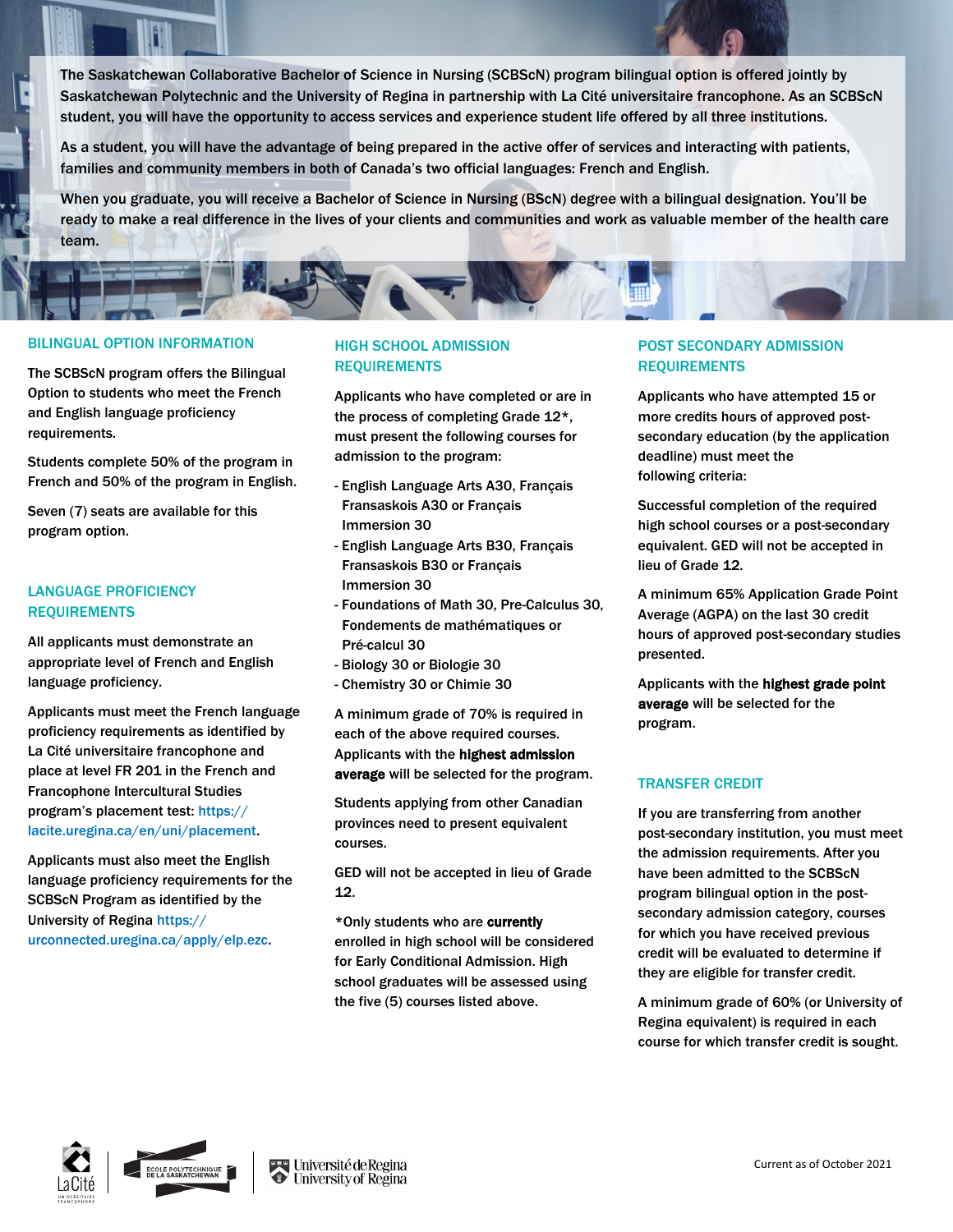The Saskatchewan Collaborative Bachelor of Science in Nursing (SCBScN) program bilingual option is offered jointly by Saskatchewan Polytechnic and the University of Regina in partnership with La Cité universitaire francophone. As an SCBScN student, you will have the opportunity to access services and experience student life offered by all three institutions.

As a student, you will have the advantage of being prepared in the active offer of services and interacting with patients, families and community members in both of Canada's two official languages: French and English.

When you graduate, you will receive a Bachelor of Science in Nursing (BScN) degree with a bilingual designation. You'll be ready to make a real difference in the lives of your clients and communities and work as valuable member of the health care team.

## BILINGUAL OPTION INFORMATION

The SCBScN program offers the Bilingual Option to students who meet the French and English language proficiency requirements.

Students complete 50% of the program in French and 50% of the program in English.

Seven (7) seats are available for this program option.

## LANGUAGE PROFICIENCY REQUIREMENTS

All applicants must demonstrate an appropriate level of French and English language proficiency.

Applicants must meet the French language proficiency requirements as identified by La Cité universitaire francophone and place at level FR 201 in the French and Francophone Intercultural Studies program's placement test: https://lacite.uregina.ca/en/uni/placement.

Applicants must also meet the English language proficiency requirements for the SCBScN Program as identified by the University of Regina https://urconnected.uregina.ca/apply/elp.ezc.

## HIGH SCHOOL ADMISSION REQUIREMENTS

Applicants who have completed or are in the process of completing Grade 12*, must present the following courses for admission to the program:

- English Language Arts A30, Français Fransaskois A30 or Français Immersion 30
- English Language Arts B30, Français Fransaskois B30 or Français Immersion 30
- Foundations of Math 30, Pre-Calculus 30, Fondements de mathématiques or Pré-calcul 30
- Biology 30 or Biologie 30
- Chemistry 30 or Chimie 30

A minimum grade of 70% is required in each of the above required courses. Applicants with the **highest admission average** will be selected for the program.

Students applying from other Canadian provinces need to present equivalent courses.

GED will not be accepted in lieu of Grade 12.

*Only students who are **currently** enrolled in high school will be considered for Early Conditional Admission. High school graduates will be assessed using the five (5) courses listed above.

## POST SECONDARY ADMISSION REQUIREMENTS

Applicants who have attempted 15 or more credits hours of approved post-secondary education (by the application deadline) must meet the following criteria:

Successful completion of the required high school courses or a post-secondary equivalent. GED will not be accepted in lieu of Grade 12.

A minimum 65% Application Grade Point Average (AGPA) on the last 30 credit hours of approved post-secondary studies presented.

Applicants with the **highest grade point average** will be selected for the program.

## TRANSFER CREDIT

If you are transferring from another post-secondary institution, you must meet the admission requirements. After you have been admitted to the SCBScN program bilingual option in the post-secondary admission category, courses for which you have received previous credit will be evaluated to determine if they are eligible for transfer credit.

A minimum grade of 60% (or University of Regina equivalent) is required in each course for which transfer credit is sought.

Current as of October 2021